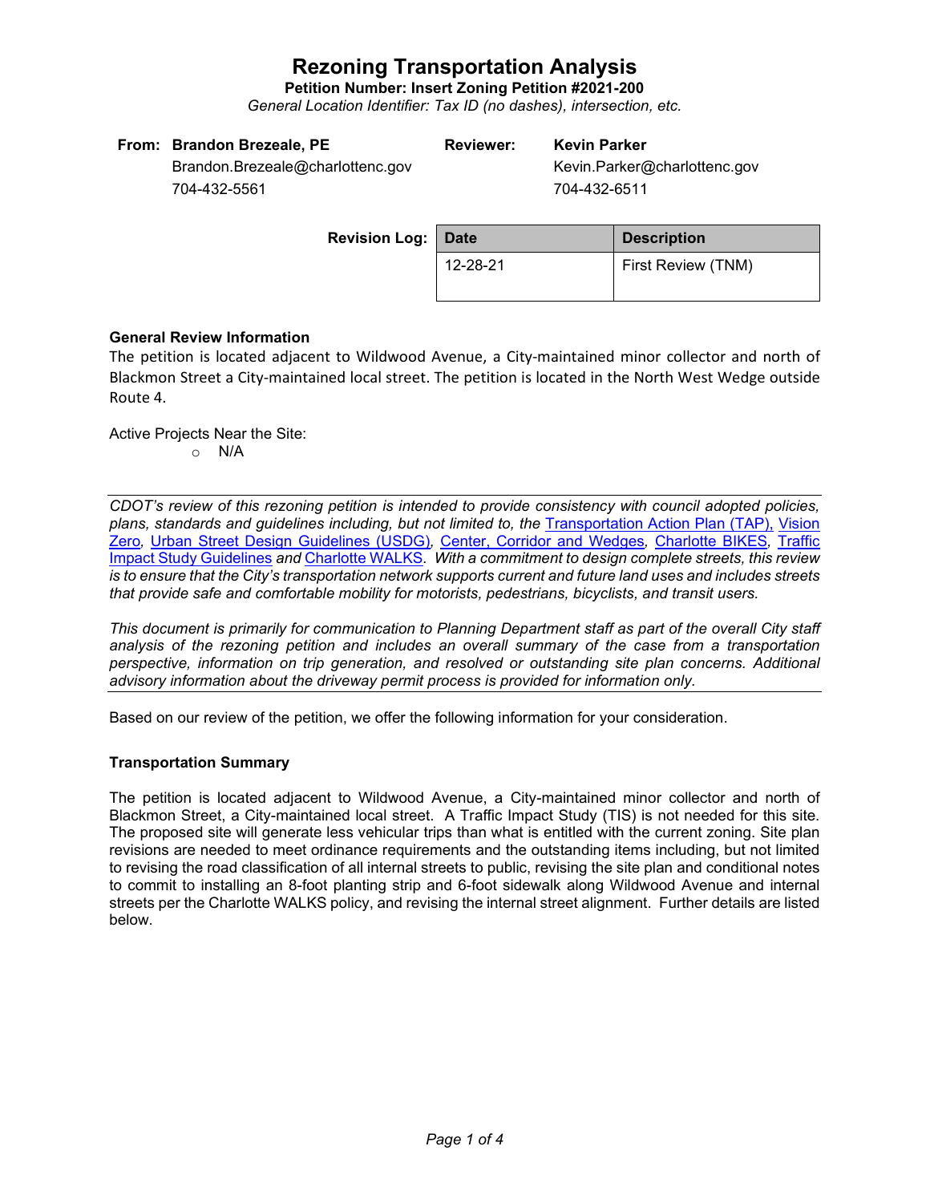# Rezoning Transportation Analysis

**Petition Number: Insert Zoning Petition #2021-200**

*General Location Identifier: Tax ID (no dashes), intersection, etc.*

**From: Brandon Brezeale, PE**
Brandon.Brezeale@charlottenc.gov
704-432-5561

**Reviewer: Kevin Parker**
Kevin.Parker@charlottenc.gov
704-432-6511

**Revision Log:**

| Date | Description |
|---|---|
| 12-28-21 | First Review (TNM) |

**General Review Information**

The petition is located adjacent to Wildwood Avenue, a City-maintained minor collector and north of Blackmon Street a City-maintained local street. The petition is located in the North West Wedge outside Route 4.

Active Projects Near the Site:

- N/A

*CDOT's review of this rezoning petition is intended to provide consistency with council adopted policies, plans, standards and guidelines including, but not limited to, the Transportation Action Plan (TAP), Vision Zero, Urban Street Design Guidelines (USDG), Center, Corridor and Wedges, Charlotte BIKES, Traffic Impact Study Guidelines and Charlotte WALKS. With a commitment to design complete streets, this review is to ensure that the City's transportation network supports current and future land uses and includes streets that provide safe and comfortable mobility for motorists, pedestrians, bicyclists, and transit users.*

*This document is primarily for communication to Planning Department staff as part of the overall City staff analysis of the rezoning petition and includes an overall summary of the case from a transportation perspective, information on trip generation, and resolved or outstanding site plan concerns. Additional advisory information about the driveway permit process is provided for information only.*

Based on our review of the petition, we offer the following information for your consideration.

**Transportation Summary**

The petition is located adjacent to Wildwood Avenue, a City-maintained minor collector and north of Blackmon Street, a City-maintained local street. A Traffic Impact Study (TIS) is not needed for this site. The proposed site will generate less vehicular trips than what is entitled with the current zoning. Site plan revisions are needed to meet ordinance requirements and the outstanding items including, but not limited to revising the road classification of all internal streets to public, revising the site plan and conditional notes to commit to installing an 8-foot planting strip and 6-foot sidewalk along Wildwood Avenue and internal streets per the Charlotte WALKS policy, and revising the internal street alignment. Further details are listed below.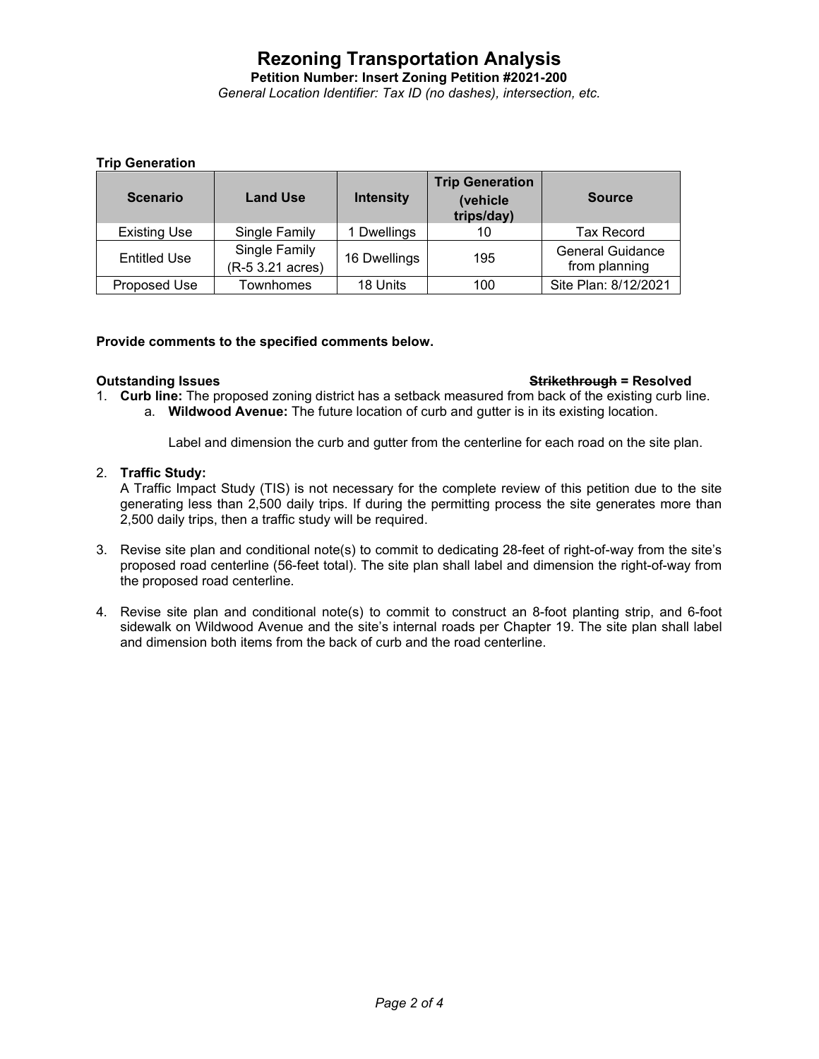# Rezoning Transportation Analysis

**Petition Number: Insert Zoning Petition #2021-200**

*General Location Identifier: Tax ID (no dashes), intersection, etc.*

**Trip Generation**

| Scenario | Land Use | Intensity | Trip Generation (vehicle trips/day) | Source |
|---|---|---|---|---|
| Existing Use | Single Family | 1 Dwellings | 10 | Tax Record |
| Entitled Use | Single Family (R-5 3.21 acres) | 16 Dwellings | 195 | General Guidance from planning |
| Proposed Use | Townhomes | 18 Units | 100 | Site Plan: 8/12/2021 |

**Provide comments to the specified comments below.**

**Outstanding Issues** ~~**Strikethrough**~~ **= Resolved**

1. **Curb line:** The proposed zoning district has a setback measured from back of the existing curb line.
   a. **Wildwood Avenue:** The future location of curb and gutter is in its existing location.

      Label and dimension the curb and gutter from the centerline for each road on the site plan.

2. **Traffic Study:**
   A Traffic Impact Study (TIS) is not necessary for the complete review of this petition due to the site generating less than 2,500 daily trips. If during the permitting process the site generates more than 2,500 daily trips, then a traffic study will be required.

3. Revise site plan and conditional note(s) to commit to dedicating 28-feet of right-of-way from the site's proposed road centerline (56-feet total). The site plan shall label and dimension the right-of-way from the proposed road centerline.

4. Revise site plan and conditional note(s) to commit to construct an 8-foot planting strip, and 6-foot sidewalk on Wildwood Avenue and the site's internal roads per Chapter 19. The site plan shall label and dimension both items from the back of curb and the road centerline.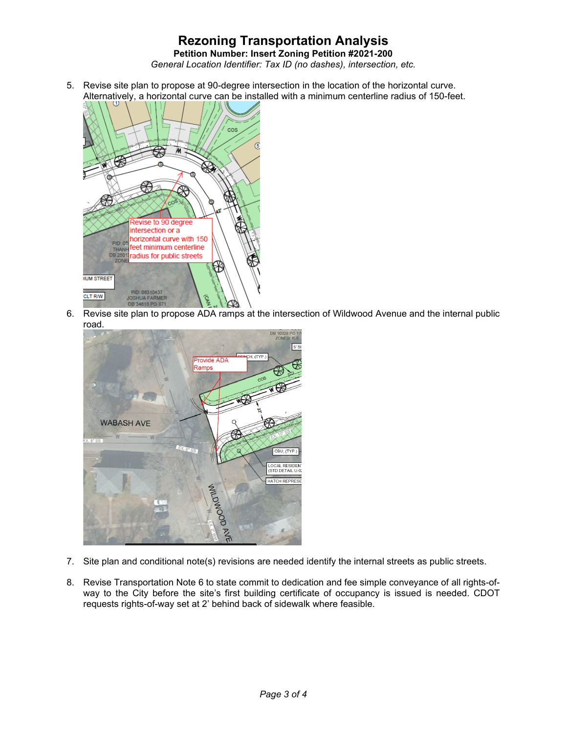# Rezoning Transportation Analysis

**Petition Number: Insert Zoning Petition #2021-200**

*General Location Identifier: Tax ID (no dashes), intersection, etc.*

5. Revise site plan to propose at 90-degree intersection in the location of the horizontal curve. Alternatively, a horizontal curve can be installed with a minimum centerline radius of 150-feet.

6. Revise site plan to propose ADA ramps at the intersection of Wildwood Avenue and the internal public road.

7. Site plan and conditional note(s) revisions are needed identify the internal streets as public streets.

8. Revise Transportation Note 6 to state commit to dedication and fee simple conveyance of all rights-of-way to the City before the site's first building certificate of occupancy is issued is needed. CDOT requests rights-of-way set at 2' behind back of sidewalk where feasible.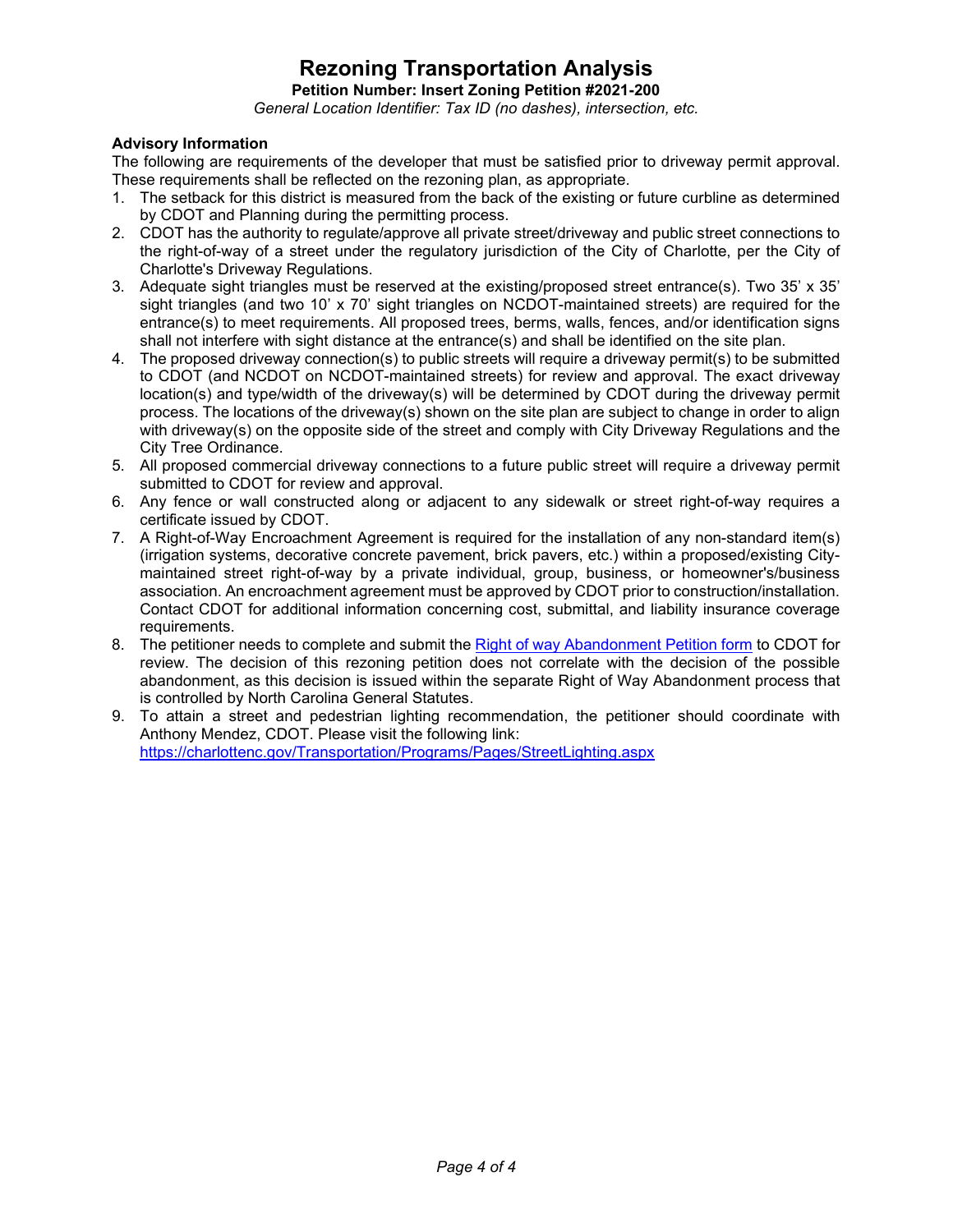# Rezoning Transportation Analysis

**Petition Number: Insert Zoning Petition #2021-200**

*General Location Identifier: Tax ID (no dashes), intersection, etc.*

**Advisory Information**

The following are requirements of the developer that must be satisfied prior to driveway permit approval. These requirements shall be reflected on the rezoning plan, as appropriate.

1. The setback for this district is measured from the back of the existing or future curbline as determined by CDOT and Planning during the permitting process.
2. CDOT has the authority to regulate/approve all private street/driveway and public street connections to the right-of-way of a street under the regulatory jurisdiction of the City of Charlotte, per the City of Charlotte's Driveway Regulations.
3. Adequate sight triangles must be reserved at the existing/proposed street entrance(s). Two 35' x 35' sight triangles (and two 10' x 70' sight triangles on NCDOT-maintained streets) are required for the entrance(s) to meet requirements. All proposed trees, berms, walls, fences, and/or identification signs shall not interfere with sight distance at the entrance(s) and shall be identified on the site plan.
4. The proposed driveway connection(s) to public streets will require a driveway permit(s) to be submitted to CDOT (and NCDOT on NCDOT-maintained streets) for review and approval. The exact driveway location(s) and type/width of the driveway(s) will be determined by CDOT during the driveway permit process. The locations of the driveway(s) shown on the site plan are subject to change in order to align with driveway(s) on the opposite side of the street and comply with City Driveway Regulations and the City Tree Ordinance.
5. All proposed commercial driveway connections to a future public street will require a driveway permit submitted to CDOT for review and approval.
6. Any fence or wall constructed along or adjacent to any sidewalk or street right-of-way requires a certificate issued by CDOT.
7. A Right-of-Way Encroachment Agreement is required for the installation of any non-standard item(s) (irrigation systems, decorative concrete pavement, brick pavers, etc.) within a proposed/existing City-maintained street right-of-way by a private individual, group, business, or homeowner's/business association. An encroachment agreement must be approved by CDOT prior to construction/installation. Contact CDOT for additional information concerning cost, submittal, and liability insurance coverage requirements.
8. The petitioner needs to complete and submit the Right of way Abandonment Petition form to CDOT for review. The decision of this rezoning petition does not correlate with the decision of the possible abandonment, as this decision is issued within the separate Right of Way Abandonment process that is controlled by North Carolina General Statutes.
9. To attain a street and pedestrian lighting recommendation, the petitioner should coordinate with Anthony Mendez, CDOT. Please visit the following link: https://charlottenc.gov/Transportation/Programs/Pages/StreetLighting.aspx